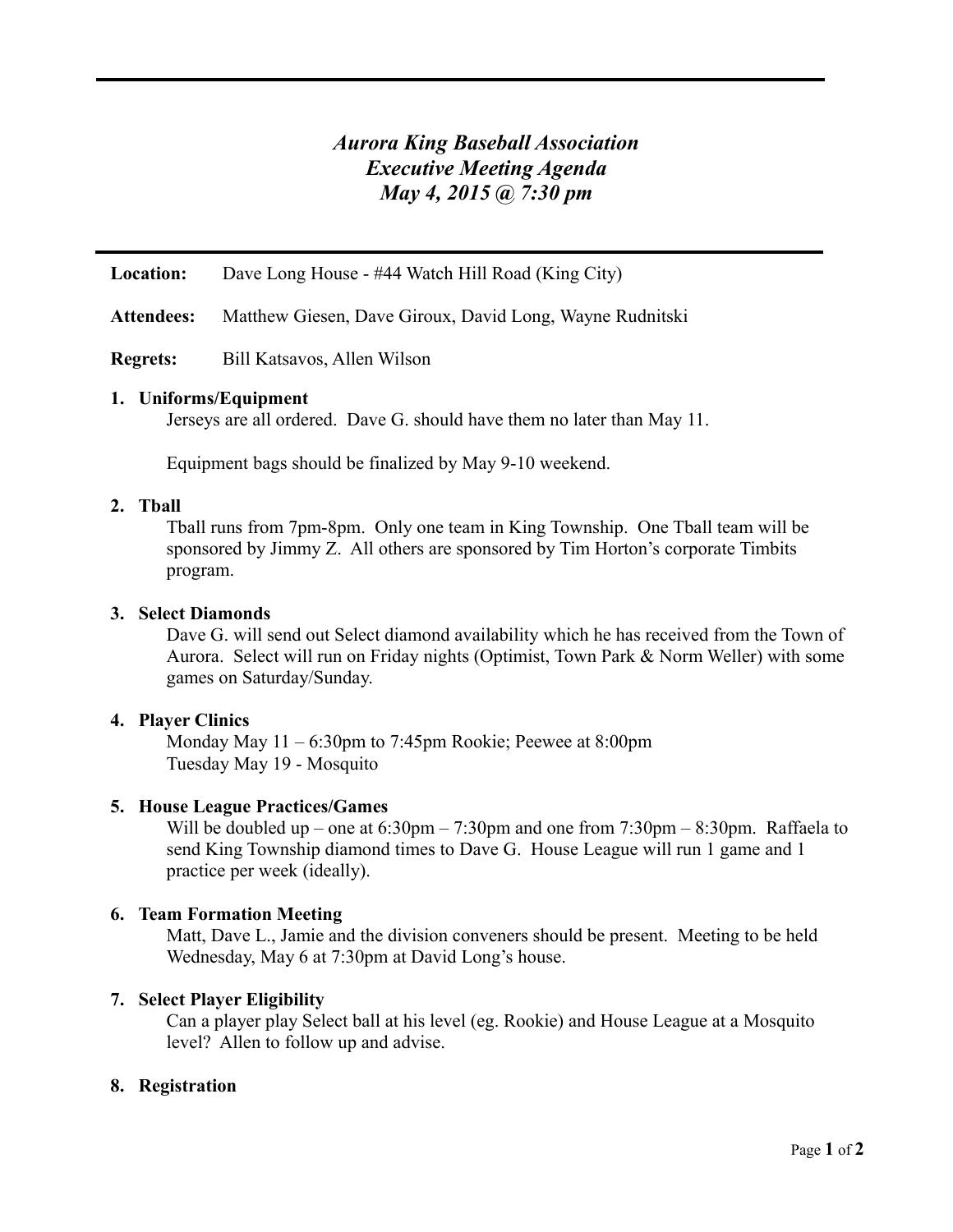# *Aurora King Baseball Association*
# *Executive Meeting Agenda*
# *May 4, 2015 @ 7:30 pm*

**Location:** Dave Long House - #44 Watch Hill Road (King City)

**Attendees:** Matthew Giesen, Dave Giroux, David Long, Wayne Rudnitski

**Regrets:** Bill Katsavos, Allen Wilson

**1. Uniforms/Equipment**

Jerseys are all ordered. Dave G. should have them no later than May 11.

Equipment bags should be finalized by May 9-10 weekend.

**2. Tball**

Tball runs from 7pm-8pm. Only one team in King Township. One Tball team will be sponsored by Jimmy Z. All others are sponsored by Tim Horton's corporate Timbits program.

**3. Select Diamonds**

Dave G. will send out Select diamond availability which he has received from the Town of Aurora. Select will run on Friday nights (Optimist, Town Park & Norm Weller) with some games on Saturday/Sunday.

**4. Player Clinics**

Monday May 11 – 6:30pm to 7:45pm Rookie; Peewee at 8:00pm
Tuesday May 19 - Mosquito

**5. House League Practices/Games**

Will be doubled up – one at 6:30pm – 7:30pm and one from 7:30pm – 8:30pm. Raffaela to send King Township diamond times to Dave G. House League will run 1 game and 1 practice per week (ideally).

**6. Team Formation Meeting**

Matt, Dave L., Jamie and the division conveners should be present. Meeting to be held Wednesday, May 6 at 7:30pm at David Long's house.

**7. Select Player Eligibility**

Can a player play Select ball at his level (eg. Rookie) and House League at a Mosquito level? Allen to follow up and advise.

**8. Registration**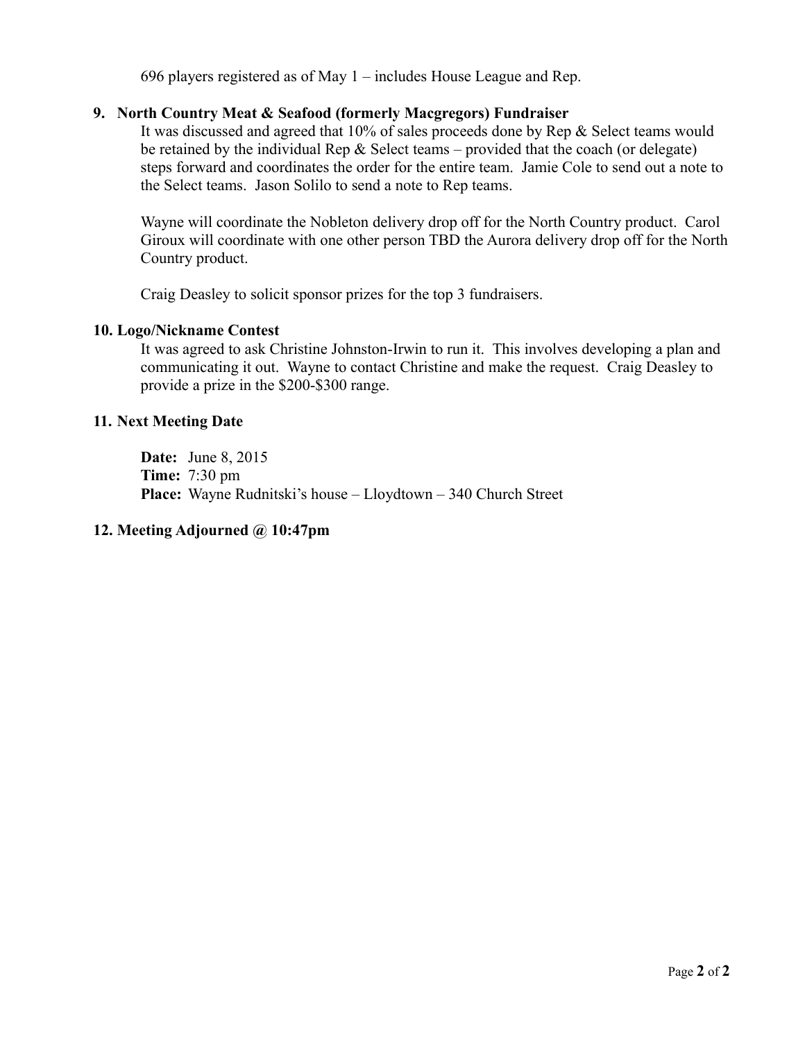696 players registered as of May 1 – includes House League and Rep.

## 9. North Country Meat & Seafood (formerly Macgregors) Fundraiser

It was discussed and agreed that 10% of sales proceeds done by Rep & Select teams would be retained by the individual Rep & Select teams – provided that the coach (or delegate) steps forward and coordinates the order for the entire team. Jamie Cole to send out a note to the Select teams. Jason Solilo to send a note to Rep teams.

Wayne will coordinate the Nobleton delivery drop off for the North Country product. Carol Giroux will coordinate with one other person TBD the Aurora delivery drop off for the North Country product.

Craig Deasley to solicit sponsor prizes for the top 3 fundraisers.

## 10. Logo/Nickname Contest

It was agreed to ask Christine Johnston-Irwin to run it. This involves developing a plan and communicating it out. Wayne to contact Christine and make the request. Craig Deasley to provide a prize in the $200-$300 range.

## 11. Next Meeting Date

**Date:** June 8, 2015
**Time:** 7:30 pm
**Place:** Wayne Rudnitski's house – Lloydtown – 340 Church Street

## 12. Meeting Adjourned @ 10:47pm